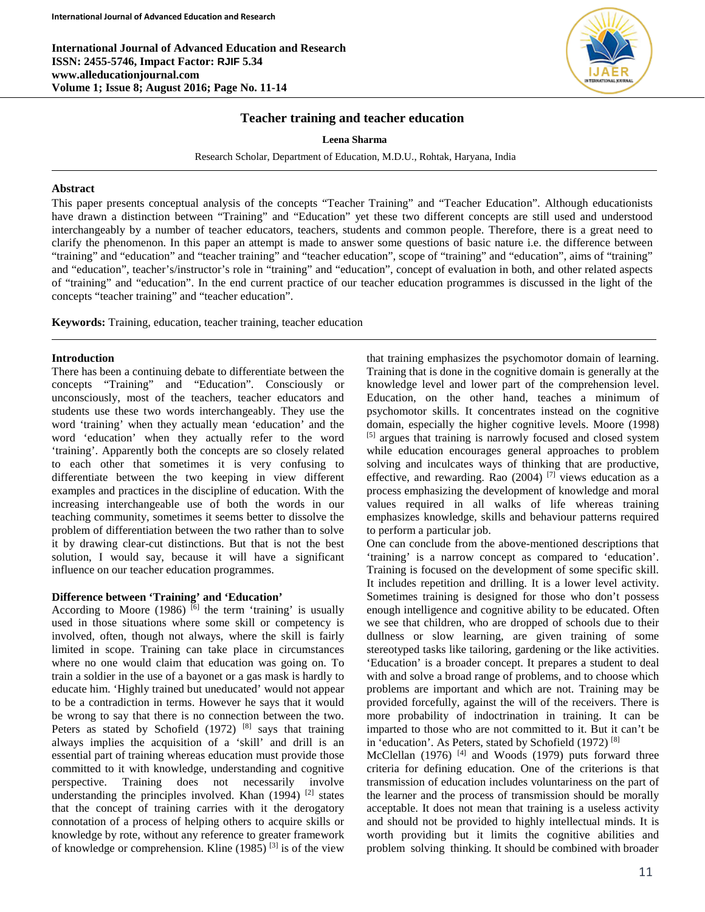# Teacher training and teacher education

**Leena Sharma**

Research Scholar, Department of Education, M.D.U., Rohtak, Haryana, India

## Abstract

This paper presents conceptual analysis of the concepts "Teacher Training" and "Teacher Education". Although educationists have drawn a distinction between "Training" and "Education" yet these two different concepts are still used and understood interchangeably by a number of teacher educators, teachers, students and common people. Therefore, there is a great need to clarify the phenomenon. In this paper an attempt is made to answer some questions of basic nature i.e. the difference between "training" and "education" and "teacher training" and "teacher education", scope of "training" and "education", aims of "training" and "education", teacher's/instructor's role in "training" and "education", concept of evaluation in both, and other related aspects of "training" and "education". In the end current practice of our teacher education programmes is discussed in the light of the concepts "teacher training" and "teacher education".

**Keywords:** Training, education, teacher training, teacher education

## Introduction

There has been a continuing debate to differentiate between the concepts "Training" and "Education". Consciously or unconsciously, most of the teachers, teacher educators and students use these two words interchangeably. They use the word 'training' when they actually mean 'education' and the word 'education' when they actually refer to the word 'training'. Apparently both the concepts are so closely related to each other that sometimes it is very confusing to differentiate between the two keeping in view different examples and practices in the discipline of education. With the increasing interchangeable use of both the words in our teaching community, sometimes it seems better to dissolve the problem of differentiation between the two rather than to solve it by drawing clear-cut distinctions. But that is not the best solution, I would say, because it will have a significant influence on our teacher education programmes.

## Difference between 'Training' and 'Education'

According to Moore (1986) [6] the term 'training' is usually used in those situations where some skill or competency is involved, often, though not always, where the skill is fairly limited in scope. Training can take place in circumstances where no one would claim that education was going on. To train a soldier in the use of a bayonet or a gas mask is hardly to educate him. 'Highly trained but uneducated' would not appear to be a contradiction in terms. However he says that it would be wrong to say that there is no connection between the two. Peters as stated by Schofield (1972) [8] says that training always implies the acquisition of a 'skill' and drill is an essential part of training whereas education must provide those committed to it with knowledge, understanding and cognitive perspective. Training does not necessarily involve understanding the principles involved. Khan (1994) [2] states that the concept of training carries with it the derogatory connotation of a process of helping others to acquire skills or knowledge by rote, without any reference to greater framework of knowledge or comprehension. Kline (1985) [3] is of the view that training emphasizes the psychomotor domain of learning. Training that is done in the cognitive domain is generally at the knowledge level and lower part of the comprehension level. Education, on the other hand, teaches a minimum of psychomotor skills. It concentrates instead on the cognitive domain, especially the higher cognitive levels. Moore (1998) [5] argues that training is narrowly focused and closed system while education encourages general approaches to problem solving and inculcates ways of thinking that are productive, effective, and rewarding. Rao (2004) [7] views education as a process emphasizing the development of knowledge and moral values required in all walks of life whereas training emphasizes knowledge, skills and behaviour patterns required to perform a particular job.

One can conclude from the above-mentioned descriptions that 'training' is a narrow concept as compared to 'education'. Training is focused on the development of some specific skill. It includes repetition and drilling. It is a lower level activity. Sometimes training is designed for those who don't possess enough intelligence and cognitive ability to be educated. Often we see that children, who are dropped of schools due to their dullness or slow learning, are given training of some stereotyped tasks like tailoring, gardening or the like activities. 'Education' is a broader concept. It prepares a student to deal with and solve a broad range of problems, and to choose which problems are important and which are not. Training may be provided forcefully, against the will of the receivers. There is more probability of indoctrination in training. It can be imparted to those who are not committed to it. But it can't be in 'education'. As Peters, stated by Schofield (1972) [8]

McClellan (1976) [4] and Woods (1979) puts forward three criteria for defining education. One of the criterions is that transmission of education includes voluntariness on the part of the learner and the process of transmission should be morally acceptable. It does not mean that training is a useless activity and should not be provided to highly intellectual minds. It is worth providing but it limits the cognitive abilities and problem solving thinking. It should be combined with broader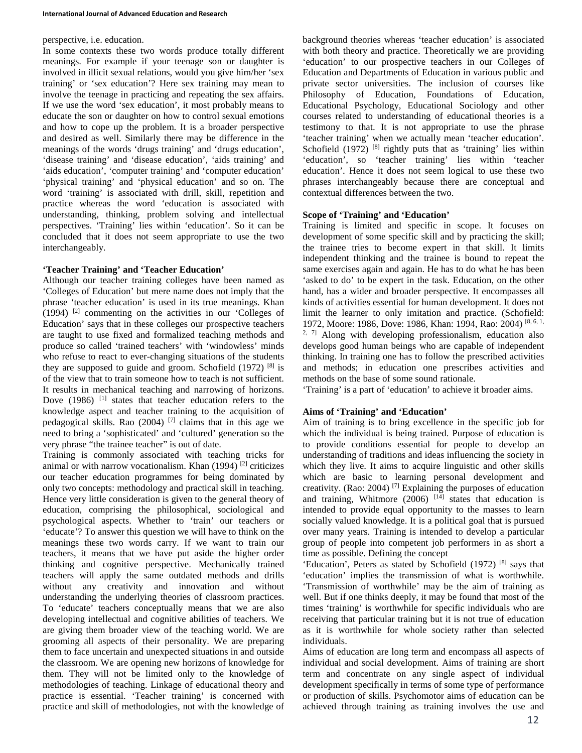perspective, i.e. education.

In some contexts these two words produce totally different meanings. For example if your teenage son or daughter is involved in illicit sexual relations, would you give him/her 'sex training' or 'sex education'? Here sex training may mean to involve the teenage in practicing and repeating the sex affairs. If we use the word 'sex education', it most probably means to educate the son or daughter on how to control sexual emotions and how to cope up the problem. It is a broader perspective and desired as well. Similarly there may be difference in the meanings of the words 'drugs training' and 'drugs education', 'disease training' and 'disease education', 'aids training' and 'aids education', 'computer training' and 'computer education' 'physical training' and 'physical education' and so on. The word 'training' is associated with drill, skill, repetition and practice whereas the word 'education is associated with understanding, thinking, problem solving and intellectual perspectives. 'Training' lies within 'education'. So it can be concluded that it does not seem appropriate to use the two interchangeably.

### 'Teacher Training' and 'Teacher Education'

Although our teacher training colleges have been named as 'Colleges of Education' but mere name does not imply that the phrase 'teacher education' is used in its true meanings. Khan (1994) [2] commenting on the activities in our 'Colleges of Education' says that in these colleges our prospective teachers are taught to use fixed and formalized teaching methods and produce so called 'trained teachers' with 'windowless' minds who refuse to react to ever-changing situations of the students they are supposed to guide and groom. Schofield (1972) [8] is of the view that to train someone how to teach is not sufficient. It results in mechanical teaching and narrowing of horizons. Dove (1986) [1] states that teacher education refers to the knowledge aspect and teacher training to the acquisition of pedagogical skills. Rao (2004) [7] claims that in this age we need to bring a 'sophisticated' and 'cultured' generation so the very phrase "the trainee teacher" is out of date.

Training is commonly associated with teaching tricks for animal or with narrow vocationalism. Khan (1994) [2] criticizes our teacher education programmes for being dominated by only two concepts: methodology and practical skill in teaching. Hence very little consideration is given to the general theory of education, comprising the philosophical, sociological and psychological aspects. Whether to 'train' our teachers or 'educate'? To answer this question we will have to think on the meanings these two words carry. If we want to train our teachers, it means that we have put aside the higher order thinking and cognitive perspective. Mechanically trained teachers will apply the same outdated methods and drills without any creativity and innovation and without understanding the underlying theories of classroom practices. To 'educate' teachers conceptually means that we are also developing intellectual and cognitive abilities of teachers. We are giving them broader view of the teaching world. We are grooming all aspects of their personality. We are preparing them to face uncertain and unexpected situations in and outside the classroom. We are opening new horizons of knowledge for them. They will not be limited only to the knowledge of methodologies of teaching. Linkage of educational theory and practice is essential. 'Teacher training' is concerned with practice and skill of methodologies, not with the knowledge of background theories whereas 'teacher education' is associated with both theory and practice. Theoretically we are providing 'education' to our prospective teachers in our Colleges of Education and Departments of Education in various public and private sector universities. The inclusion of courses like Philosophy of Education, Foundations of Education, Educational Psychology, Educational Sociology and other courses related to understanding of educational theories is a testimony to that. It is not appropriate to use the phrase 'teacher training' when we actually mean 'teacher education'. Schofield (1972) [8] rightly puts that as 'training' lies within 'education', so 'teacher training' lies within 'teacher education'. Hence it does not seem logical to use these two phrases interchangeably because there are conceptual and contextual differences between the two.

### Scope of 'Training' and 'Education'

Training is limited and specific in scope. It focuses on development of some specific skill and by practicing the skill; the trainee tries to become expert in that skill. It limits independent thinking and the trainee is bound to repeat the same exercises again and again. He has to do what he has been 'asked to do' to be expert in the task. Education, on the other hand, has a wider and broader perspective. It encompasses all kinds of activities essential for human development. It does not limit the learner to only imitation and practice. (Schofield: 1972, Moore: 1986, Dove: 1986, Khan: 1994, Rao: 2004) [8, 6, 1, 2, 7] Along with developing professionalism, education also develops good human beings who are capable of independent thinking. In training one has to follow the prescribed activities and methods; in education one prescribes activities and methods on the base of some sound rationale.

'Training' is a part of 'education' to achieve it broader aims.

### Aims of 'Training' and 'Education'

Aim of training is to bring excellence in the specific job for which the individual is being trained. Purpose of education is to provide conditions essential for people to develop an understanding of traditions and ideas influencing the society in which they live. It aims to acquire linguistic and other skills which are basic to learning personal development and creativity. (Rao: 2004) [7] Explaining the purposes of education and training, Whitmore (2006) [14] states that education is intended to provide equal opportunity to the masses to learn socially valued knowledge. It is a political goal that is pursued over many years. Training is intended to develop a particular group of people into competent job performers in as short a time as possible. Defining the concept

'Education', Peters as stated by Schofield (1972) [8] says that 'education' implies the transmission of what is worthwhile. 'Transmission of worthwhile' may be the aim of training as well. But if one thinks deeply, it may be found that most of the times 'training' is worthwhile for specific individuals who are receiving that particular training but it is not true of education as it is worthwhile for whole society rather than selected individuals.

Aims of education are long term and encompass all aspects of individual and social development. Aims of training are short term and concentrate on any single aspect of individual development specifically in terms of some type of performance or production of skills. Psychomotor aims of education can be achieved through training as training involves the use and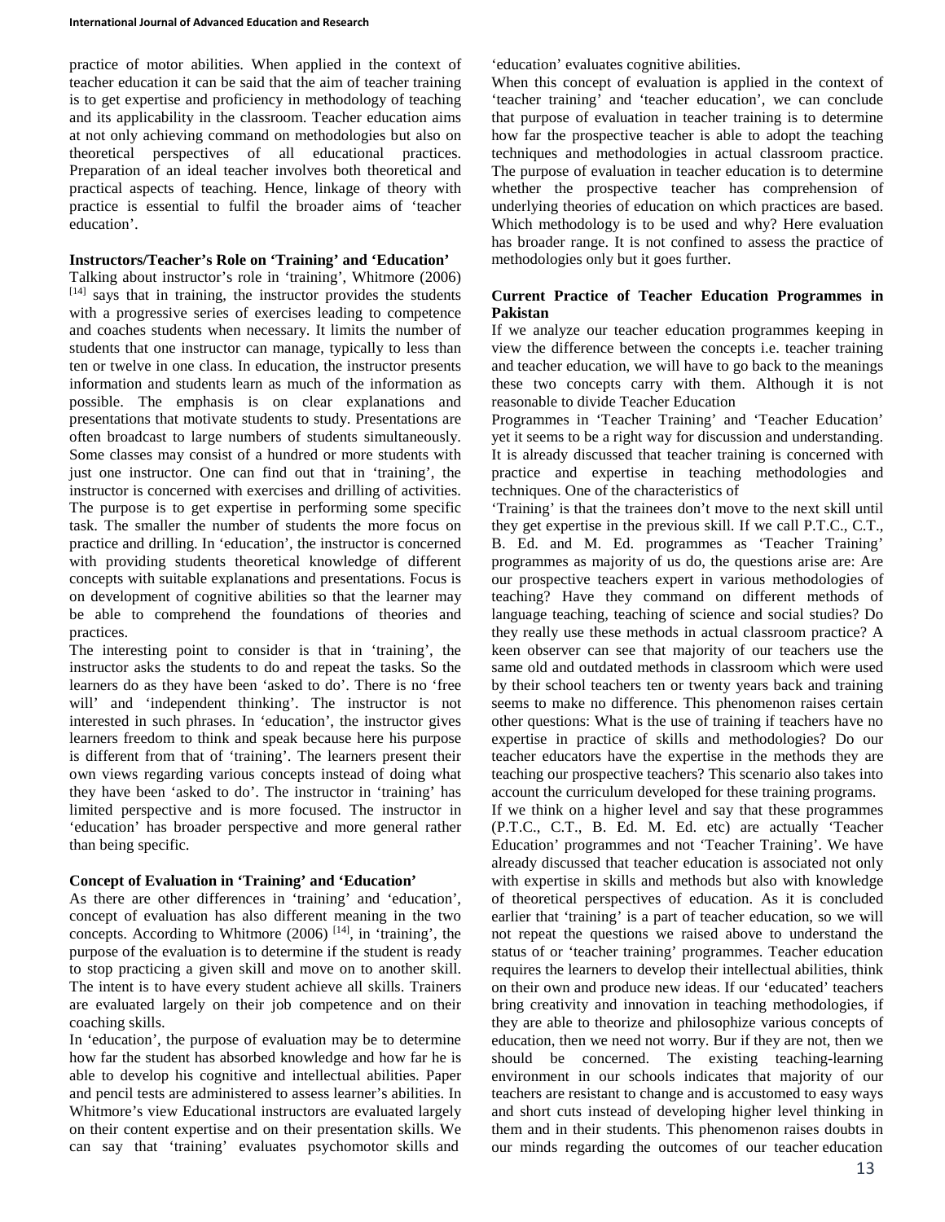practice of motor abilities. When applied in the context of teacher education it can be said that the aim of teacher training is to get expertise and proficiency in methodology of teaching and its applicability in the classroom. Teacher education aims at not only achieving command on methodologies but also on theoretical perspectives of all educational practices. Preparation of an ideal teacher involves both theoretical and practical aspects of teaching. Hence, linkage of theory with practice is essential to fulfil the broader aims of 'teacher education'.

**Instructors/Teacher's Role on 'Training' and 'Education'**

Talking about instructor's role in 'training', Whitmore (2006) [14] says that in training, the instructor provides the students with a progressive series of exercises leading to competence and coaches students when necessary. It limits the number of students that one instructor can manage, typically to less than ten or twelve in one class. In education, the instructor presents information and students learn as much of the information as possible. The emphasis is on clear explanations and presentations that motivate students to study. Presentations are often broadcast to large numbers of students simultaneously. Some classes may consist of a hundred or more students with just one instructor. One can find out that in 'training', the instructor is concerned with exercises and drilling of activities. The purpose is to get expertise in performing some specific task. The smaller the number of students the more focus on practice and drilling. In 'education', the instructor is concerned with providing students theoretical knowledge of different concepts with suitable explanations and presentations. Focus is on development of cognitive abilities so that the learner may be able to comprehend the foundations of theories and practices.

The interesting point to consider is that in 'training', the instructor asks the students to do and repeat the tasks. So the learners do as they have been 'asked to do'. There is no 'free will' and 'independent thinking'. The instructor is not interested in such phrases. In 'education', the instructor gives learners freedom to think and speak because here his purpose is different from that of 'training'. The learners present their own views regarding various concepts instead of doing what they have been 'asked to do'. The instructor in 'training' has limited perspective and is more focused. The instructor in 'education' has broader perspective and more general rather than being specific.

**Concept of Evaluation in 'Training' and 'Education'**

As there are other differences in 'training' and 'education', concept of evaluation has also different meaning in the two concepts. According to Whitmore (2006) [14], in 'training', the purpose of the evaluation is to determine if the student is ready to stop practicing a given skill and move on to another skill. The intent is to have every student achieve all skills. Trainers are evaluated largely on their job competence and on their coaching skills.

In 'education', the purpose of evaluation may be to determine how far the student has absorbed knowledge and how far he is able to develop his cognitive and intellectual abilities. Paper and pencil tests are administered to assess learner's abilities. In Whitmore's view Educational instructors are evaluated largely on their content expertise and on their presentation skills. We can say that 'training' evaluates psychomotor skills and 'education' evaluates cognitive abilities.

When this concept of evaluation is applied in the context of 'teacher training' and 'teacher education', we can conclude that purpose of evaluation in teacher training is to determine how far the prospective teacher is able to adopt the teaching techniques and methodologies in actual classroom practice. The purpose of evaluation in teacher education is to determine whether the prospective teacher has comprehension of underlying theories of education on which practices are based. Which methodology is to be used and why? Here evaluation has broader range. It is not confined to assess the practice of methodologies only but it goes further.

**Current Practice of Teacher Education Programmes in Pakistan**

If we analyze our teacher education programmes keeping in view the difference between the concepts i.e. teacher training and teacher education, we will have to go back to the meanings these two concepts carry with them. Although it is not reasonable to divide Teacher Education Programmes in 'Teacher Training' and 'Teacher Education' yet it seems to be a right way for discussion and understanding. It is already discussed that teacher training is concerned with practice and expertise in teaching methodologies and techniques. One of the characteristics of 'Training' is that the trainees don't move to the next skill until they get expertise in the previous skill. If we call P.T.C., C.T., B. Ed. and M. Ed. programmes as 'Teacher Training' programmes as majority of us do, the questions arise are: Are our prospective teachers expert in various methodologies of teaching? Have they command on different methods of language teaching, teaching of science and social studies? Do they really use these methods in actual classroom practice? A keen observer can see that majority of our teachers use the same old and outdated methods in classroom which were used by their school teachers ten or twenty years back and training seems to make no difference. This phenomenon raises certain other questions: What is the use of training if teachers have no expertise in practice of skills and methodologies? Do our teacher educators have the expertise in the methods they are teaching our prospective teachers? This scenario also takes into account the curriculum developed for these training programs.

If we think on a higher level and say that these programmes (P.T.C., C.T., B. Ed. M. Ed. etc) are actually 'Teacher Education' programmes and not 'Teacher Training'. We have already discussed that teacher education is associated not only with expertise in skills and methods but also with knowledge of theoretical perspectives of education. As it is concluded earlier that 'training' is a part of teacher education, so we will not repeat the questions we raised above to understand the status of or 'teacher training' programmes. Teacher education requires the learners to develop their intellectual abilities, think on their own and produce new ideas. If our 'educated' teachers bring creativity and innovation in teaching methodologies, if they are able to theorize and philosophize various concepts of education, then we need not worry. Bur if they are not, then we should be concerned. The existing teaching-learning environment in our schools indicates that majority of our teachers are resistant to change and is accustomed to easy ways and short cuts instead of developing higher level thinking in them and in their students. This phenomenon raises doubts in our minds regarding the outcomes of our teacher education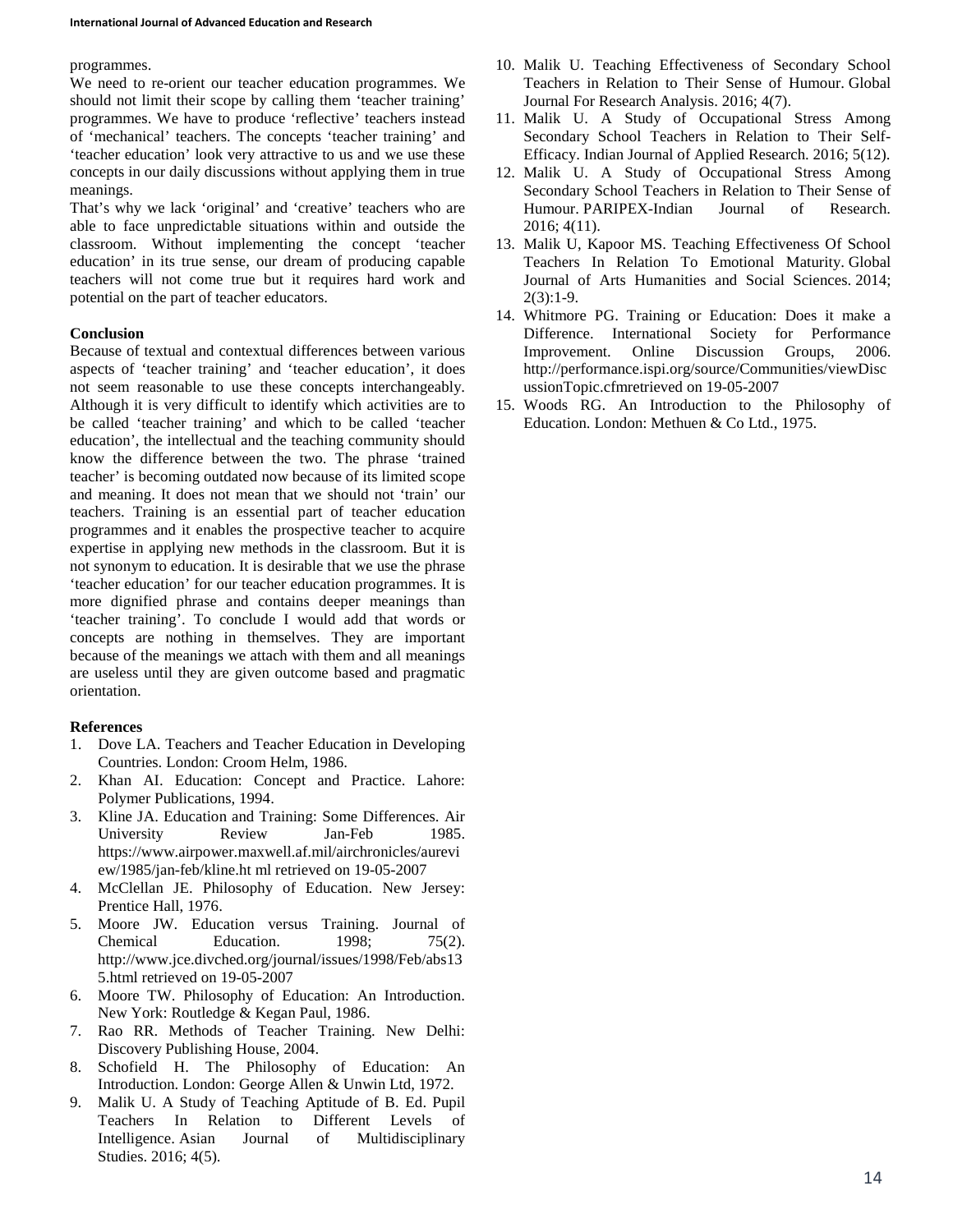programmes.

We need to re-orient our teacher education programmes. We should not limit their scope by calling them 'teacher training' programmes. We have to produce 'reflective' teachers instead of 'mechanical' teachers. The concepts 'teacher training' and 'teacher education' look very attractive to us and we use these concepts in our daily discussions without applying them in true meanings.

That's why we lack 'original' and 'creative' teachers who are able to face unpredictable situations within and outside the classroom. Without implementing the concept 'teacher education' in its true sense, our dream of producing capable teachers will not come true but it requires hard work and potential on the part of teacher educators.

**Conclusion**

Because of textual and contextual differences between various aspects of 'teacher training' and 'teacher education', it does not seem reasonable to use these concepts interchangeably. Although it is very difficult to identify which activities are to be called 'teacher training' and which to be called 'teacher education', the intellectual and the teaching community should know the difference between the two. The phrase 'trained teacher' is becoming outdated now because of its limited scope and meaning. It does not mean that we should not 'train' our teachers. Training is an essential part of teacher education programmes and it enables the prospective teacher to acquire expertise in applying new methods in the classroom. But it is not synonym to education. It is desirable that we use the phrase 'teacher education' for our teacher education programmes. It is more dignified phrase and contains deeper meanings than 'teacher training'. To conclude I would add that words or concepts are nothing in themselves. They are important because of the meanings we attach with them and all meanings are useless until they are given outcome based and pragmatic orientation.

**References**

1. Dove LA. Teachers and Teacher Education in Developing Countries. London: Croom Helm, 1986.
2. Khan AI. Education: Concept and Practice. Lahore: Polymer Publications, 1994.
3. Kline JA. Education and Training: Some Differences. Air University Review Jan-Feb 1985. https://www.airpower.maxwell.af.mil/airchronicles/aureview/1985/jan-feb/kline.ht ml retrieved on 19-05-2007
4. McClellan JE. Philosophy of Education. New Jersey: Prentice Hall, 1976.
5. Moore JW. Education versus Training. Journal of Chemical Education. 1998; 75(2). http://www.jce.divched.org/journal/issues/1998/Feb/abs135.html retrieved on 19-05-2007
6. Moore TW. Philosophy of Education: An Introduction. New York: Routledge & Kegan Paul, 1986.
7. Rao RR. Methods of Teacher Training. New Delhi: Discovery Publishing House, 2004.
8. Schofield H. The Philosophy of Education: An Introduction. London: George Allen & Unwin Ltd, 1972.
9. Malik U. A Study of Teaching Aptitude of B. Ed. Pupil Teachers In Relation to Different Levels of Intelligence. Asian Journal of Multidisciplinary Studies. 2016; 4(5).
10. Malik U. Teaching Effectiveness of Secondary School Teachers in Relation to Their Sense of Humour. Global Journal For Research Analysis. 2016; 4(7).
11. Malik U. A Study of Occupational Stress Among Secondary School Teachers in Relation to Their Self-Efficacy. Indian Journal of Applied Research. 2016; 5(12).
12. Malik U. A Study of Occupational Stress Among Secondary School Teachers in Relation to Their Sense of Humour. PARIPEX-Indian Journal of Research. 2016; 4(11).
13. Malik U, Kapoor MS. Teaching Effectiveness Of School Teachers In Relation To Emotional Maturity. Global Journal of Arts Humanities and Social Sciences. 2014; 2(3):1-9.
14. Whitmore PG. Training or Education: Does it make a Difference. International Society for Performance Improvement. Online Discussion Groups, 2006. http://performance.ispi.org/source/Communities/viewDiscussionTopic.cfmretrieved on 19-05-2007
15. Woods RG. An Introduction to the Philosophy of Education. London: Methuen & Co Ltd., 1975.